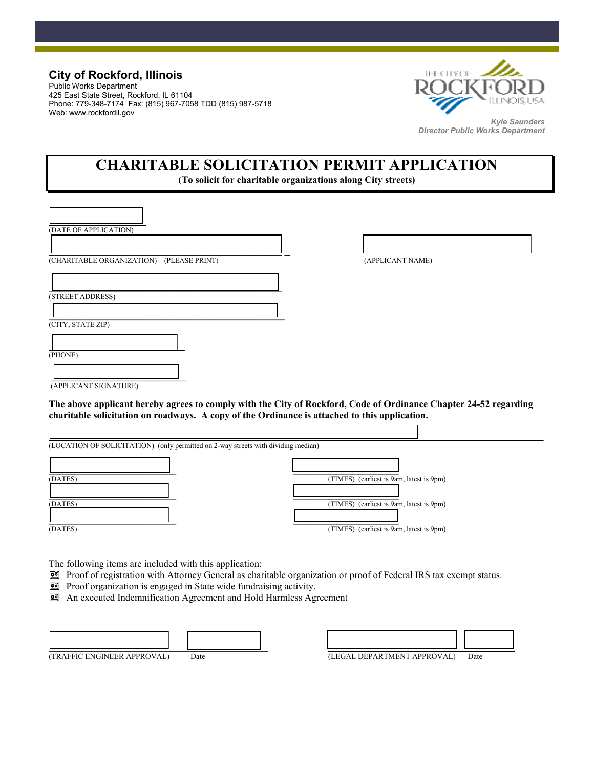**City of Rockford, Illinois**
Public Works Department
425 East State Street, Rockford, IL 61104
Phone: 779-348-7174 Fax: (815) 967-7058 TDD (815) 987-5718
Web: www.rockfordil.gov

*Kyle Saunders*
*Director Public Works Department*

# CHARITABLE SOLICITATION PERMIT APPLICATION

**(To solicit for charitable organizations along City streets)**

(DATE OF APPLICATION)

(CHARITABLE ORGANIZATION) (PLEASE PRINT)

(APPLICANT NAME)

(STREET ADDRESS)

(CITY, STATE ZIP)

(PHONE)

(APPLICANT SIGNATURE)

**The above applicant hereby agrees to comply with the City of Rockford, Code of Ordinance Chapter 24-52 regarding charitable solicitation on roadways. A copy of the Ordinance is attached to this application.**

(LOCATION OF SOLICITATION) (only permitted on 2-way streets with dividing median)

(DATES) (TIMES) (earliest is 9am, latest is 9pm)

(DATES) (TIMES) (earliest is 9am, latest is 9pm)

(DATES) (TIMES) (earliest is 9am, latest is 9pm)

The following items are included with this application:

- ☐ Proof of registration with Attorney General as charitable organization or proof of Federal IRS tax exempt status.
- ☐ Proof organization is engaged in State wide fundraising activity.
- ☐ An executed Indemnification Agreement and Hold Harmless Agreement

(TRAFFIC ENGINEER APPROVAL) Date

(LEGAL DEPARTMENT APPROVAL) Date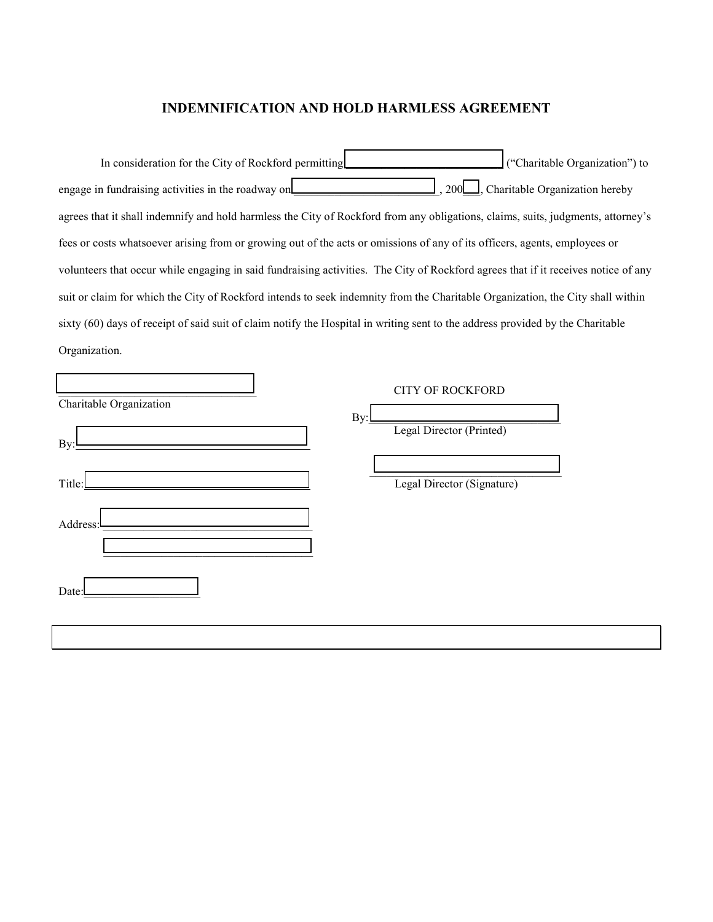# INDEMNIFICATION AND HOLD HARMLESS AGREEMENT

In consideration for the City of Rockford permitting \_\_\_\_\_\_\_\_\_\_\_\_\_\_\_\_\_\_\_\_\_\_\_\_\_\_ ("Charitable Organization") to engage in fundraising activities in the roadway on \_\_\_\_\_\_\_\_\_\_\_\_\_\_\_\_\_\_\_\_\_\_\_\_\_, 200\_\_\_, Charitable Organization hereby agrees that it shall indemnify and hold harmless the City of Rockford from any obligations, claims, suits, judgments, attorney's fees or costs whatsoever arising from or growing out of the acts or omissions of any of its officers, agents, employees or volunteers that occur while engaging in said fundraising activities. The City of Rockford agrees that if it receives notice of any suit or claim for which the City of Rockford intends to seek indemnity from the Charitable Organization, the City shall within sixty (60) days of receipt of said suit of claim notify the Hospital in writing sent to the address provided by the Charitable Organization.

\_\_\_\_\_\_\_\_\_\_\_\_\_\_\_\_\_\_\_\_\_\_\_\_\_\_\_\_\_\_\_\_
Charitable Organization

By: \_\_\_\_\_\_\_\_\_\_\_\_\_\_\_\_\_\_\_\_\_\_\_\_\_\_\_\_\_\_\_\_

Title: \_\_\_\_\_\_\_\_\_\_\_\_\_\_\_\_\_\_\_\_\_\_\_\_\_\_\_\_\_\_\_\_

Address: \_\_\_\_\_\_\_\_\_\_\_\_\_\_\_\_\_\_\_\_\_\_\_\_\_\_\_\_\_\_\_\_
\_\_\_\_\_\_\_\_\_\_\_\_\_\_\_\_\_\_\_\_\_\_\_\_\_\_\_\_\_\_\_\_

Date: \_\_\_\_\_\_\_\_\_\_\_\_\_\_\_\_\_\_

CITY OF ROCKFORD

By: \_\_\_\_\_\_\_\_\_\_\_\_\_\_\_\_\_\_\_\_\_\_\_\_\_\_\_\_\_\_\_\_
Legal Director (Printed)

\_\_\_\_\_\_\_\_\_\_\_\_\_\_\_\_\_\_\_\_\_\_\_\_\_\_\_\_\_\_\_\_
Legal Director (Signature)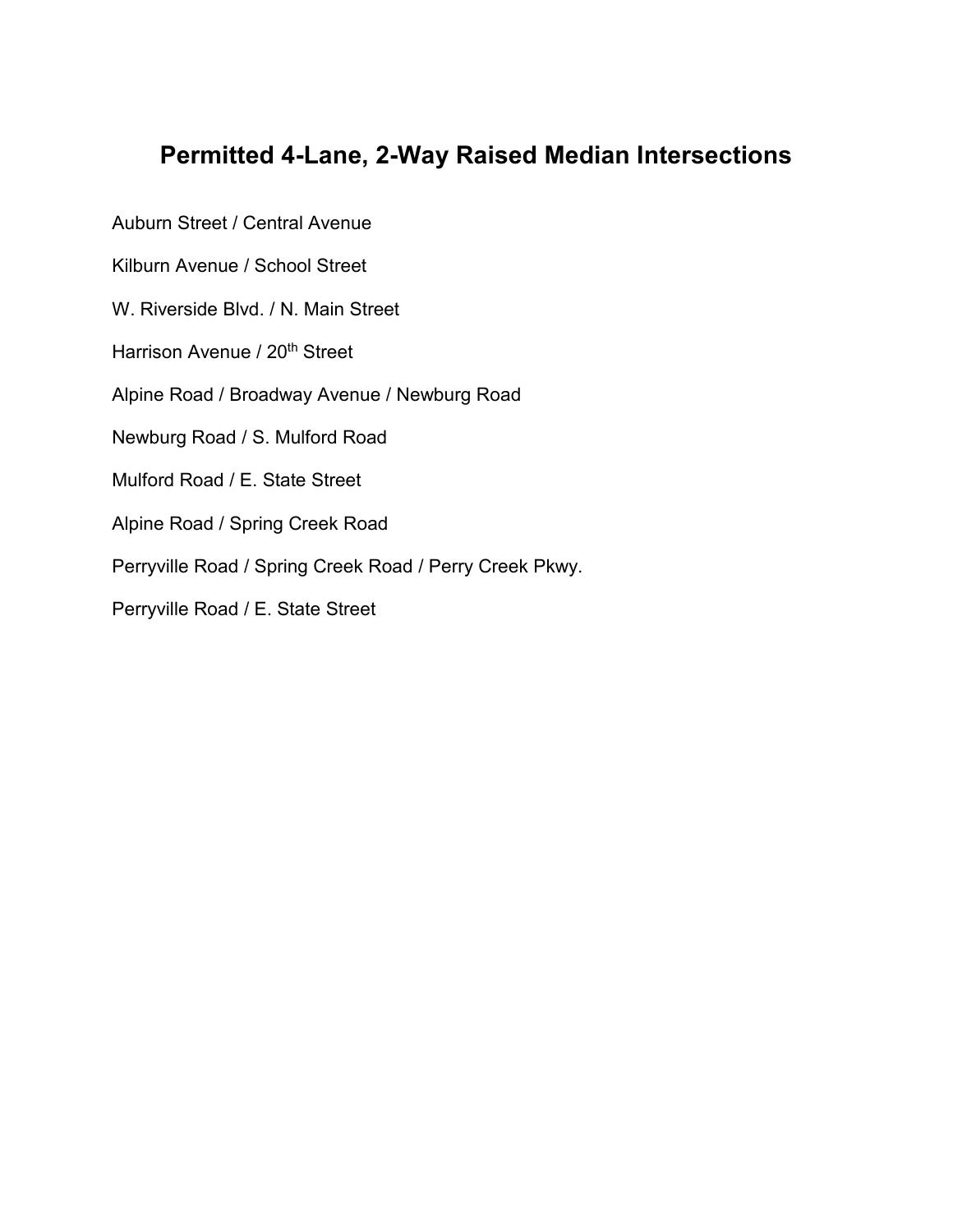# Permitted 4-Lane, 2-Way Raised Median Intersections

Auburn Street / Central Avenue

Kilburn Avenue / School Street

W. Riverside Blvd. / N. Main Street

Harrison Avenue / 20th Street

Alpine Road / Broadway Avenue / Newburg Road

Newburg Road / S. Mulford Road

Mulford Road / E. State Street

Alpine Road / Spring Creek Road

Perryville Road / Spring Creek Road / Perry Creek Pkwy.

Perryville Road / E. State Street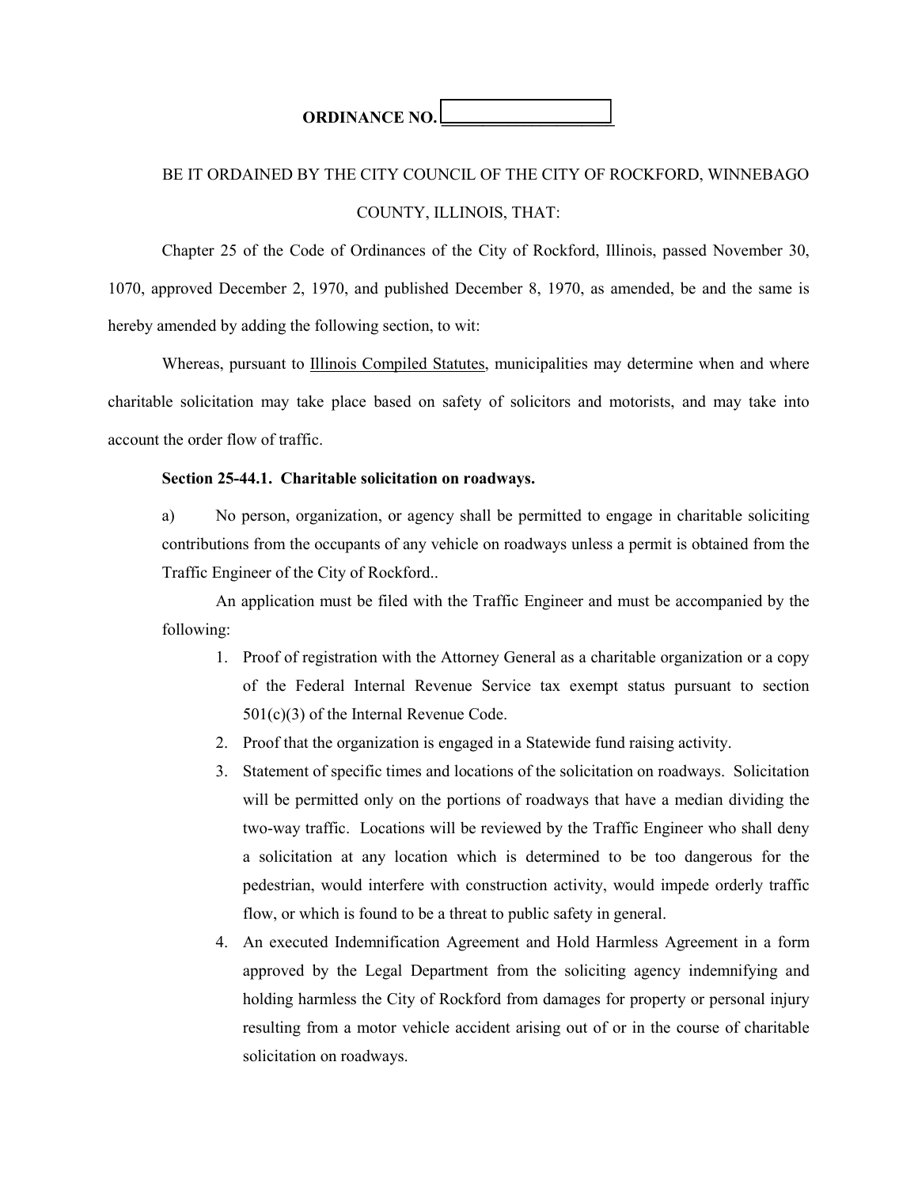**ORDINANCE NO. ____________________**

BE IT ORDAINED BY THE CITY COUNCIL OF THE CITY OF ROCKFORD, WINNEBAGO COUNTY, ILLINOIS, THAT:

Chapter 25 of the Code of Ordinances of the City of Rockford, Illinois, passed November 30, 1070, approved December 2, 1970, and published December 8, 1970, as amended, be and the same is hereby amended by adding the following section, to wit:

Whereas, pursuant to Illinois Compiled Statutes, municipalities may determine when and where charitable solicitation may take place based on safety of solicitors and motorists, and may take into account the order flow of traffic.

**Section 25-44.1. Charitable solicitation on roadways.**

a) No person, organization, or agency shall be permitted to engage in charitable soliciting contributions from the occupants of any vehicle on roadways unless a permit is obtained from the Traffic Engineer of the City of Rockford..

An application must be filed with the Traffic Engineer and must be accompanied by the following:

1. Proof of registration with the Attorney General as a charitable organization or a copy of the Federal Internal Revenue Service tax exempt status pursuant to section 501(c)(3) of the Internal Revenue Code.
2. Proof that the organization is engaged in a Statewide fund raising activity.
3. Statement of specific times and locations of the solicitation on roadways. Solicitation will be permitted only on the portions of roadways that have a median dividing the two-way traffic. Locations will be reviewed by the Traffic Engineer who shall deny a solicitation at any location which is determined to be too dangerous for the pedestrian, would interfere with construction activity, would impede orderly traffic flow, or which is found to be a threat to public safety in general.
4. An executed Indemnification Agreement and Hold Harmless Agreement in a form approved by the Legal Department from the soliciting agency indemnifying and holding harmless the City of Rockford from damages for property or personal injury resulting from a motor vehicle accident arising out of or in the course of charitable solicitation on roadways.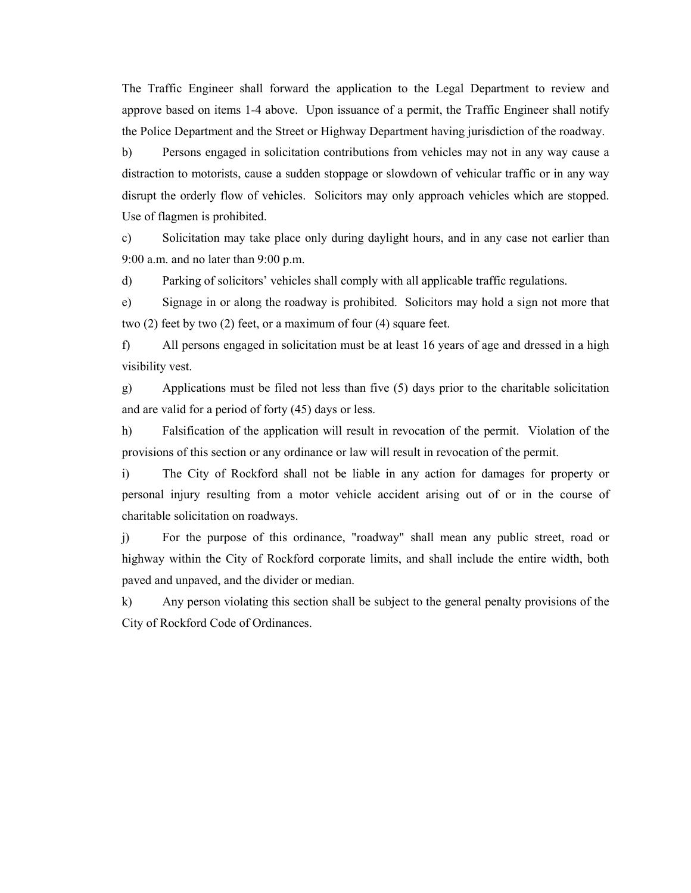The Traffic Engineer shall forward the application to the Legal Department to review and approve based on items 1-4 above. Upon issuance of a permit, the Traffic Engineer shall notify the Police Department and the Street or Highway Department having jurisdiction of the roadway.

b) Persons engaged in solicitation contributions from vehicles may not in any way cause a distraction to motorists, cause a sudden stoppage or slowdown of vehicular traffic or in any way disrupt the orderly flow of vehicles. Solicitors may only approach vehicles which are stopped. Use of flagmen is prohibited.

c) Solicitation may take place only during daylight hours, and in any case not earlier than 9:00 a.m. and no later than 9:00 p.m.

d) Parking of solicitors' vehicles shall comply with all applicable traffic regulations.

e) Signage in or along the roadway is prohibited. Solicitors may hold a sign not more that two (2) feet by two (2) feet, or a maximum of four (4) square feet.

f) All persons engaged in solicitation must be at least 16 years of age and dressed in a high visibility vest.

g) Applications must be filed not less than five (5) days prior to the charitable solicitation and are valid for a period of forty (45) days or less.

h) Falsification of the application will result in revocation of the permit. Violation of the provisions of this section or any ordinance or law will result in revocation of the permit.

i) The City of Rockford shall not be liable in any action for damages for property or personal injury resulting from a motor vehicle accident arising out of or in the course of charitable solicitation on roadways.

j) For the purpose of this ordinance, "roadway" shall mean any public street, road or highway within the City of Rockford corporate limits, and shall include the entire width, both paved and unpaved, and the divider or median.

k) Any person violating this section shall be subject to the general penalty provisions of the City of Rockford Code of Ordinances.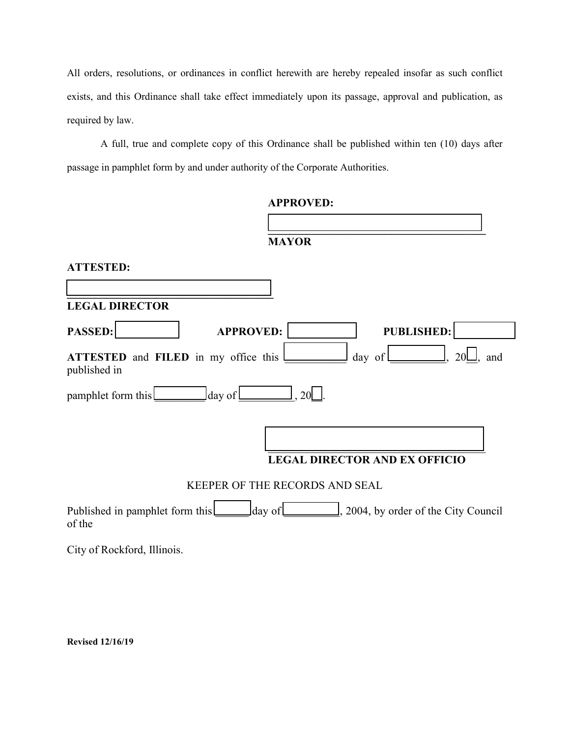All orders, resolutions, or ordinances in conflict herewith are hereby repealed insofar as such conflict exists, and this Ordinance shall take effect immediately upon its passage, approval and publication, as required by law.

A full, true and complete copy of this Ordinance shall be published within ten (10) days after passage in pamphlet form by and under authority of the Corporate Authorities.

**APPROVED:**

______________________________

**MAYOR**

**ATTESTED:**

______________________________

**LEGAL DIRECTOR**

**PASSED:** ________ **APPROVED:** ________ **PUBLISHED:** ________

**ATTESTED** and **FILED** in my office this ________ day of ________, 20__, and published in

pamphlet form this ________ day of ________, 20__.

______________________________

**LEGAL DIRECTOR AND EX OFFICIO**

KEEPER OF THE RECORDS AND SEAL

Published in pamphlet form this ______ day of ________, 2004, by order of the City Council of the

City of Rockford, Illinois.

**Revised 12/16/19**